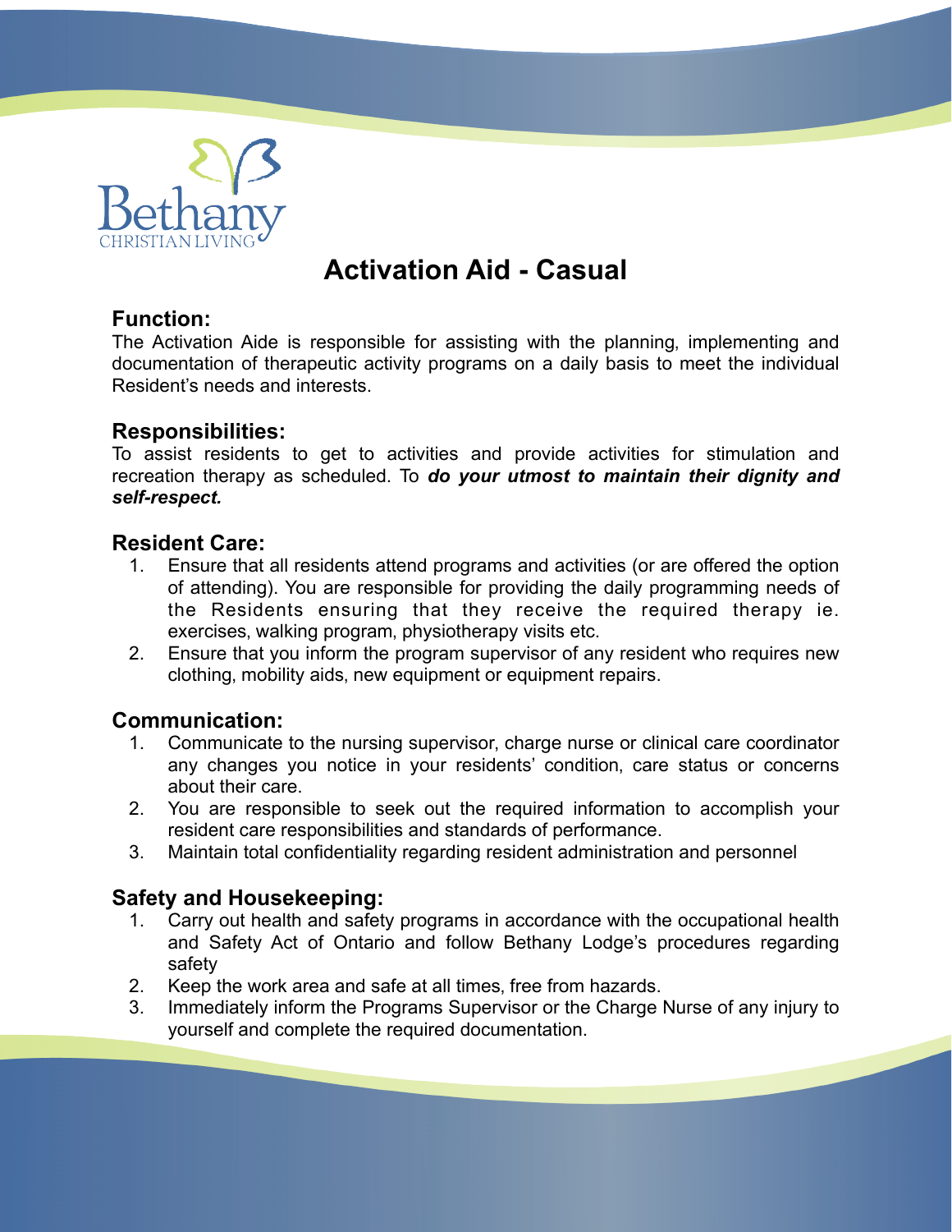Bethany
CHRISTIAN LIVING

# Activation Aid - Casual

## Function:

The Activation Aide is responsible for assisting with the planning, implementing and documentation of therapeutic activity programs on a daily basis to meet the individual Resident's needs and interests.

## Responsibilities:

To assist residents to get to activities and provide activities for stimulation and recreation therapy as scheduled. To ***do your utmost to maintain their dignity and self-respect.***

## Resident Care:

1. Ensure that all residents attend programs and activities (or are offered the option of attending). You are responsible for providing the daily programming needs of the Residents ensuring that they receive the required therapy ie. exercises, walking program, physiotherapy visits etc.
2. Ensure that you inform the program supervisor of any resident who requires new clothing, mobility aids, new equipment or equipment repairs.

## Communication:

1. Communicate to the nursing supervisor, charge nurse or clinical care coordinator any changes you notice in your residents' condition, care status or concerns about their care.
2. You are responsible to seek out the required information to accomplish your resident care responsibilities and standards of performance.
3. Maintain total confidentiality regarding resident administration and personnel

## Safety and Housekeeping:

1. Carry out health and safety programs in accordance with the occupational health and Safety Act of Ontario and follow Bethany Lodge's procedures regarding safety
2. Keep the work area and safe at all times, free from hazards.
3. Immediately inform the Programs Supervisor or the Charge Nurse of any injury to yourself and complete the required documentation.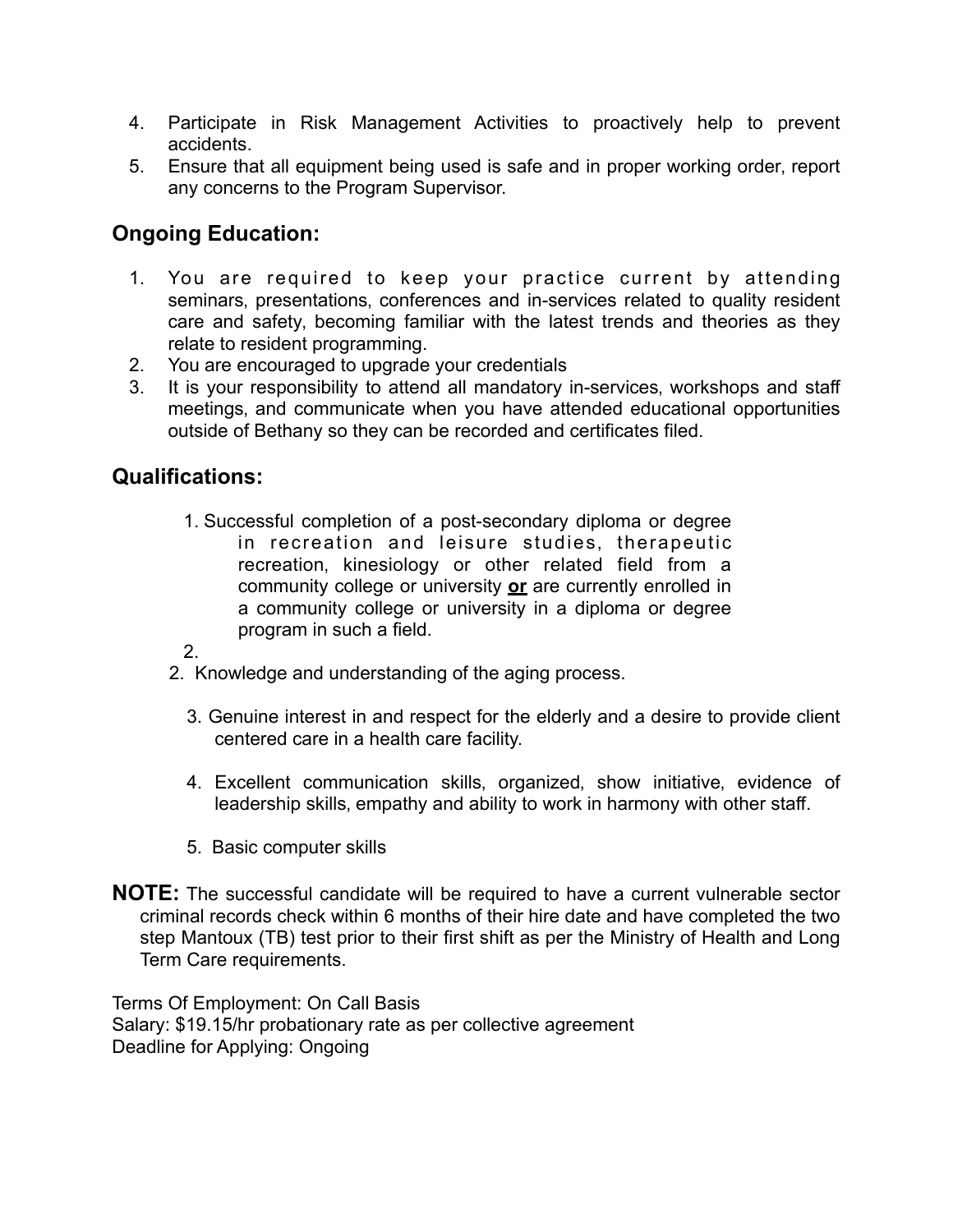4. Participate in Risk Management Activities to proactively help to prevent accidents.
5. Ensure that all equipment being used is safe and in proper working order, report any concerns to the Program Supervisor.

## Ongoing Education:

1. You are required to keep your practice current by attending seminars, presentations, conferences and in-services related to quality resident care and safety, becoming familiar with the latest trends and theories as they relate to resident programming.
2. You are encouraged to upgrade your credentials
3. It is your responsibility to attend all mandatory in-services, workshops and staff meetings, and communicate when you have attended educational opportunities outside of Bethany so they can be recorded and certificates filed.

## Qualifications:

1. Successful completion of a post-secondary diploma or degree in recreation and leisure studies, therapeutic recreation, kinesiology or other related field from a community college or university **<u>or</u>** are currently enrolled in a community college or university in a diploma or degree program in such a field.

2.

2. Knowledge and understanding of the aging process.
3. Genuine interest in and respect for the elderly and a desire to provide client centered care in a health care facility.
4. Excellent communication skills, organized, show initiative, evidence of leadership skills, empathy and ability to work in harmony with other staff.
5. Basic computer skills

**NOTE:** The successful candidate will be required to have a current vulnerable sector criminal records check within 6 months of their hire date and have completed the two step Mantoux (TB) test prior to their first shift as per the Ministry of Health and Long Term Care requirements.

Terms Of Employment: On Call Basis
Salary: $19.15/hr probationary rate as per collective agreement
Deadline for Applying: Ongoing